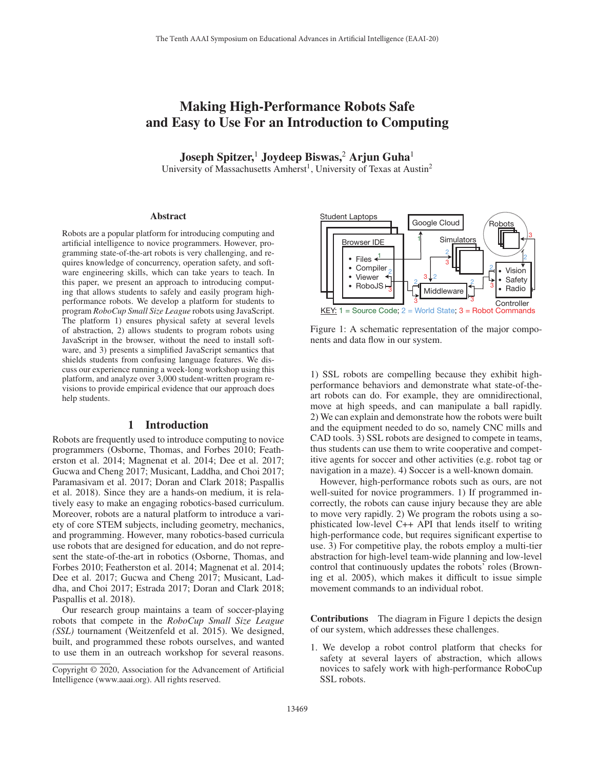# Making High-Performance Robots Safe and Easy to Use For an Introduction to Computing

**Joseph Spitzer,[1] Joydeep Biswas,[2] Arjun Guha[1]**
University of Massachusetts Amherst[1], University of Texas at Austin[2]

## Abstract

Robots are a popular platform for introducing computing and artificial intelligence to novice programmers. However, programming state-of-the-art robots is very challenging, and requires knowledge of concurrency, operation safety, and software engineering skills, which can take years to teach. In this paper, we present an approach to introducing computing that allows students to safely and easily program high-performance robots. We develop a platform for students to program *RoboCup Small Size League* robots using JavaScript. The platform 1) ensures physical safety at several levels of abstraction, 2) allows students to program robots using JavaScript in the browser, without the need to install software, and 3) presents a simplified JavaScript semantics that shields students from confusing language features. We discuss our experience running a week-long workshop using this platform, and analyze over 3,000 student-written program revisions to provide empirical evidence that our approach does help students.

## 1 Introduction

Robots are frequently used to introduce computing to novice programmers (Osborne, Thomas, and Forbes 2010; Featherston et al. 2014; Magnenat et al. 2014; Dee et al. 2017; Gucwa and Cheng 2017; Musicant, Laddha, and Choi 2017; Paramasivam et al. 2017; Doran and Clark 2018; Paspallis et al. 2018). Since they are a hands-on medium, it is relatively easy to make an engaging robotics-based curriculum. Moreover, robots are a natural platform to introduce a variety of core STEM subjects, including geometry, mechanics, and programming. However, many robotics-based curricula use robots that are designed for education, and do not represent the state-of-the-art in robotics (Osborne, Thomas, and Forbes 2010; Featherston et al. 2014; Magnenat et al. 2014; Dee et al. 2017; Gucwa and Cheng 2017; Musicant, Laddha, and Choi 2017; Estrada 2017; Doran and Clark 2018; Paspallis et al. 2018).

Our research group maintains a team of soccer-playing robots that compete in the *RoboCup Small Size League (SSL)* tournament (Weitzenfeld et al. 2015). We designed, built, and programmed these robots ourselves, and wanted to use them in an outreach workshop for several reasons. 1) SSL robots are compelling because they exhibit high-performance behaviors and demonstrate what state-of-the-art robots can do. For example, they are omnidirectional, move at high speeds, and can manipulate a ball rapidly. 2) We can explain and demonstrate how the robots were built and the equipment needed to do so, namely CNC mills and CAD tools. 3) SSL robots are designed to compete in teams, thus students can use them to write cooperative and competitive agents for soccer and other activities (e.g. robot tag or navigation in a maze). 4) Soccer is a well-known domain.

However, high-performance robots such as ours, are not well-suited for novice programmers. 1) If programmed incorrectly, the robots can cause injury because they are able to move very rapidly. 2) We program the robots using a sophisticated low-level C++ API that lends itself to writing high-performance code, but requires significant expertise to use. 3) For competitive play, the robots employ a multi-tier abstraction for high-level team-wide planning and low-level control that continuously updates the robots' roles (Browning et al. 2005), which makes it difficult to issue simple movement commands to an individual robot.

Figure 1: A schematic representation of the major components and data flow in our system.

**Contributions** The diagram in Figure 1 depicts the design of our system, which addresses these challenges.

1. We develop a robot control platform that checks for safety at several layers of abstraction, which allows novices to safely work with high-performance RoboCup SSL robots.

Copyright © 2020, Association for the Advancement of Artificial Intelligence (www.aaai.org). All rights reserved.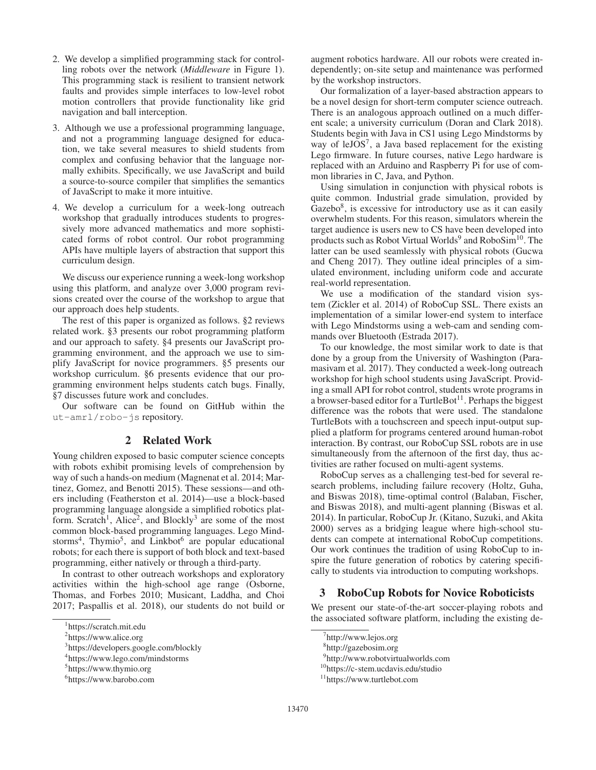2. We develop a simplified programming stack for controlling robots over the network (*Middleware* in Figure 1). This programming stack is resilient to transient network faults and provides simple interfaces to low-level robot motion controllers that provide functionality like grid navigation and ball interception.

3. Although we use a professional programming language, and not a programming language designed for education, we take several measures to shield students from complex and confusing behavior that the language normally exhibits. Specifically, we use JavaScript and build a source-to-source compiler that simplifies the semantics of JavaScript to make it more intuitive.

4. We develop a curriculum for a week-long outreach workshop that gradually introduces students to progressively more advanced mathematics and more sophisticated forms of robot control. Our robot programming APIs have multiple layers of abstraction that support this curriculum design.

We discuss our experience running a week-long workshop using this platform, and analyze over 3,000 program revisions created over the course of the workshop to argue that our approach does help students.

The rest of this paper is organized as follows. §2 reviews related work. §3 presents our robot programming platform and our approach to safety. §4 presents our JavaScript programming environment, and the approach we use to simplify JavaScript for novice programmers. §5 presents our workshop curriculum. §6 presents evidence that our programming environment helps students catch bugs. Finally, §7 discusses future work and concludes.

Our software can be found on GitHub within the `ut-amrl/robo-js` repository.

## 2 Related Work

Young children exposed to basic computer science concepts with robots exhibit promising levels of comprehension by way of such a hands-on medium (Magnenat et al. 2014; Martinez, Gomez, and Benotti 2015). These sessions—and others including (Featherston et al. 2014)—use a block-based programming language alongside a simplified robotics platform. Scratch[1], Alice[2], and Blockly[3] are some of the most common block-based programming languages. Lego Mindstorms[4], Thymio[5], and Linkbot[6] are popular educational robots; for each there is support of both block and text-based programming, either natively or through a third-party.

In contrast to other outreach workshops and exploratory activities within the high-school age range (Osborne, Thomas, and Forbes 2010; Musicant, Laddha, and Choi 2017; Paspallis et al. 2018), our students do not build or augment robotics hardware. All our robots were created independently; on-site setup and maintenance was performed by the workshop instructors.

Our formalization of a layer-based abstraction appears to be a novel design for short-term computer science outreach. There is an analogous approach outlined on a much different scale; a university curriculum (Doran and Clark 2018). Students begin with Java in CS1 using Lego Mindstorms by way of leJOS[7], a Java based replacement for the existing Lego firmware. In future courses, native Lego hardware is replaced with an Arduino and Raspberry Pi for use of common libraries in C, Java, and Python.

Using simulation in conjunction with physical robots is quite common. Industrial grade simulation, provided by Gazebo[8], is excessive for introductory use as it can easily overwhelm students. For this reason, simulators wherein the target audience is users new to CS have been developed into products such as Robot Virtual Worlds[9] and RoboSim[10]. The latter can be used seamlessly with physical robots (Gucwa and Cheng 2017). They outline ideal principles of a simulated environment, including uniform code and accurate real-world representation.

We use a modification of the standard vision system (Zickler et al. 2014) of RoboCup SSL. There exists an implementation of a similar lower-end system to interface with Lego Mindstorms using a web-cam and sending commands over Bluetooth (Estrada 2017).

To our knowledge, the most similar work to date is that done by a group from the University of Washington (Paramasivam et al. 2017). They conducted a week-long outreach workshop for high school students using JavaScript. Providing a small API for robot control, students wrote programs in a browser-based editor for a TurtleBot[11]. Perhaps the biggest difference was the robots that were used. The standalone TurtleBots with a touchscreen and speech input-output supplied a platform for programs centered around human-robot interaction. By contrast, our RoboCup SSL robots are in use simultaneously from the afternoon of the first day, thus activities are rather focused on multi-agent systems.

RoboCup serves as a challenging test-bed for several research problems, including failure recovery (Holtz, Guha, and Biswas 2018), time-optimal control (Balaban, Fischer, and Biswas 2018), and multi-agent planning (Biswas et al. 2014). In particular, RoboCup Jr. (Kitano, Suzuki, and Akita 2000) serves as a bridging league where high-school students can compete at international RoboCup competitions. Our work continues the tradition of using RoboCup to inspire the future generation of robotics by catering specifically to students via introduction to computing workshops.

## 3 RoboCup Robots for Novice Roboticists

We present our state-of-the-art soccer-playing robots and the associated software platform, including the existing de-

[1] https://scratch.mit.edu
[2] https://www.alice.org
[3] https://developers.google.com/blockly
[4] https://www.lego.com/mindstorms
[5] https://www.thymio.org
[6] https://www.barobo.com
[7] http://www.lejos.org
[8] http://gazebosim.org
[9] http://www.robotvirtualworlds.com
[10] https://c-stem.ucdavis.edu/studio
[11] https://www.turtlebot.com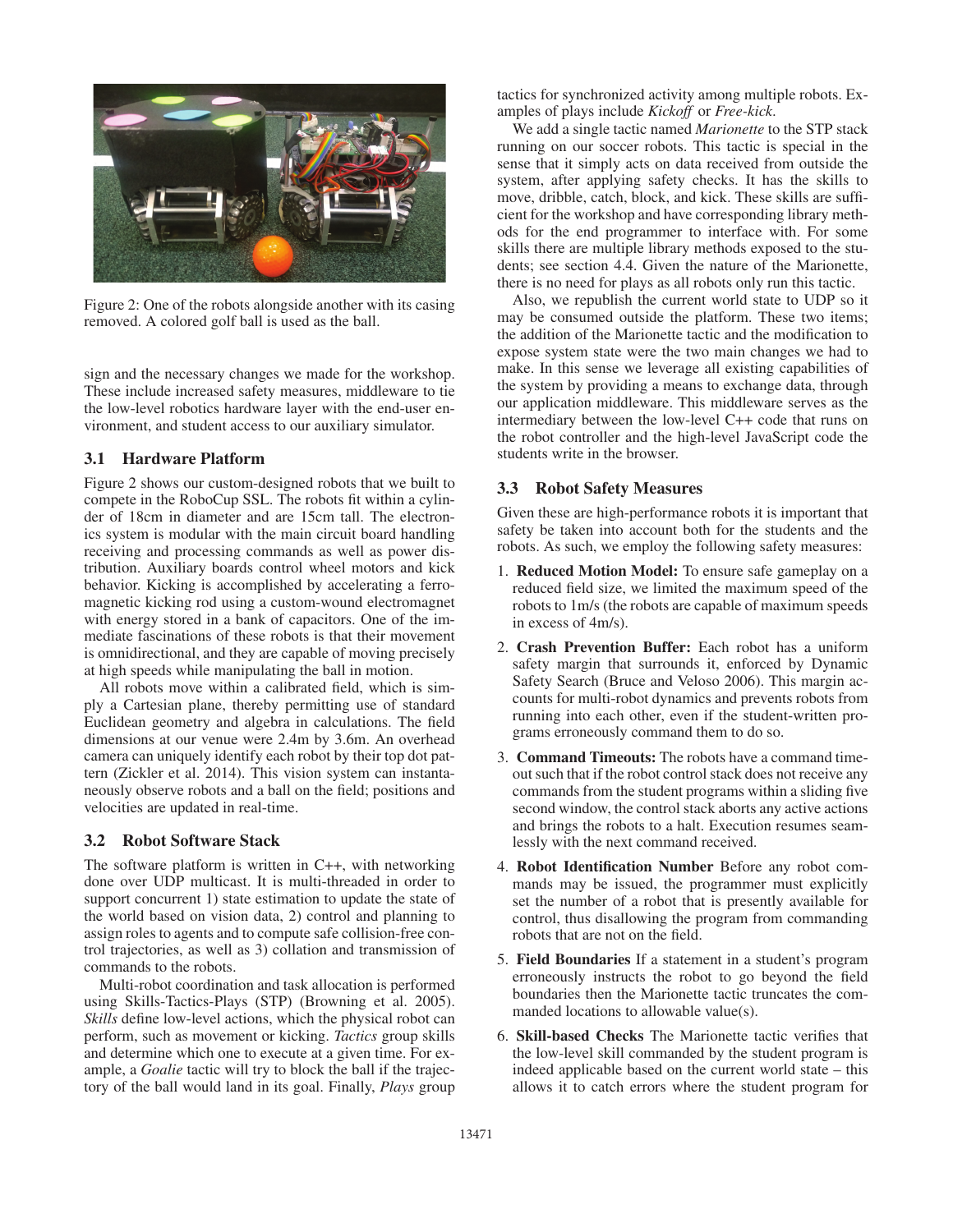Figure 2: One of the robots alongside another with its casing removed. A colored golf ball is used as the ball.

sign and the necessary changes we made for the workshop. These include increased safety measures, middleware to tie the low-level robotics hardware layer with the end-user environment, and student access to our auxiliary simulator.

### 3.1 Hardware Platform

Figure 2 shows our custom-designed robots that we built to compete in the RoboCup SSL. The robots fit within a cylinder of 18cm in diameter and are 15cm tall. The electronics system is modular with the main circuit board handling receiving and processing commands as well as power distribution. Auxiliary boards control wheel motors and kick behavior. Kicking is accomplished by accelerating a ferromagnetic kicking rod using a custom-wound electromagnet with energy stored in a bank of capacitors. One of the immediate fascinations of these robots is that their movement is omnidirectional, and they are capable of moving precisely at high speeds while manipulating the ball in motion.

All robots move within a calibrated field, which is simply a Cartesian plane, thereby permitting use of standard Euclidean geometry and algebra in calculations. The field dimensions at our venue were 2.4m by 3.6m. An overhead camera can uniquely identify each robot by their top dot pattern (Zickler et al. 2014). This vision system can instantaneously observe robots and a ball on the field; positions and velocities are updated in real-time.

### 3.2 Robot Software Stack

The software platform is written in C++, with networking done over UDP multicast. It is multi-threaded in order to support concurrent 1) state estimation to update the state of the world based on vision data, 2) control and planning to assign roles to agents and to compute safe collision-free control trajectories, as well as 3) collation and transmission of commands to the robots.

Multi-robot coordination and task allocation is performed using Skills-Tactics-Plays (STP) (Browning et al. 2005). *Skills* define low-level actions, which the physical robot can perform, such as movement or kicking. *Tactics* group skills and determine which one to execute at a given time. For example, a *Goalie* tactic will try to block the ball if the trajectory of the ball would land in its goal. Finally, *Plays* group tactics for synchronized activity among multiple robots. Examples of plays include *Kickoff* or *Free-kick*.

We add a single tactic named *Marionette* to the STP stack running on our soccer robots. This tactic is special in the sense that it simply acts on data received from outside the system, after applying safety checks. It has the skills to move, dribble, catch, block, and kick. These skills are sufficient for the workshop and have corresponding library methods for the end programmer to interface with. For some skills there are multiple library methods exposed to the students; see section 4.4. Given the nature of the Marionette, there is no need for plays as all robots only run this tactic.

Also, we republish the current world state to UDP so it may be consumed outside the platform. These two items; the addition of the Marionette tactic and the modification to expose system state were the two main changes we had to make. In this sense we leverage all existing capabilities of the system by providing a means to exchange data, through our application middleware. This middleware serves as the intermediary between the low-level C++ code that runs on the robot controller and the high-level JavaScript code the students write in the browser.

### 3.3 Robot Safety Measures

Given these are high-performance robots it is important that safety be taken into account both for the students and the robots. As such, we employ the following safety measures:

1. **Reduced Motion Model:** To ensure safe gameplay on a reduced field size, we limited the maximum speed of the robots to 1m/s (the robots are capable of maximum speeds in excess of 4m/s).
2. **Crash Prevention Buffer:** Each robot has a uniform safety margin that surrounds it, enforced by Dynamic Safety Search (Bruce and Veloso 2006). This margin accounts for multi-robot dynamics and prevents robots from running into each other, even if the student-written programs erroneously command them to do so.
3. **Command Timeouts:** The robots have a command timeout such that if the robot control stack does not receive any commands from the student programs within a sliding five second window, the control stack aborts any active actions and brings the robots to a halt. Execution resumes seamlessly with the next command received.
4. **Robot Identification Number** Before any robot commands may be issued, the programmer must explicitly set the number of a robot that is presently available for control, thus disallowing the program from commanding robots that are not on the field.
5. **Field Boundaries** If a statement in a student's program erroneously instructs the robot to go beyond the field boundaries then the Marionette tactic truncates the commanded locations to allowable value(s).
6. **Skill-based Checks** The Marionette tactic verifies that the low-level skill commanded by the student program is indeed applicable based on the current world state – this allows it to catch errors where the student program for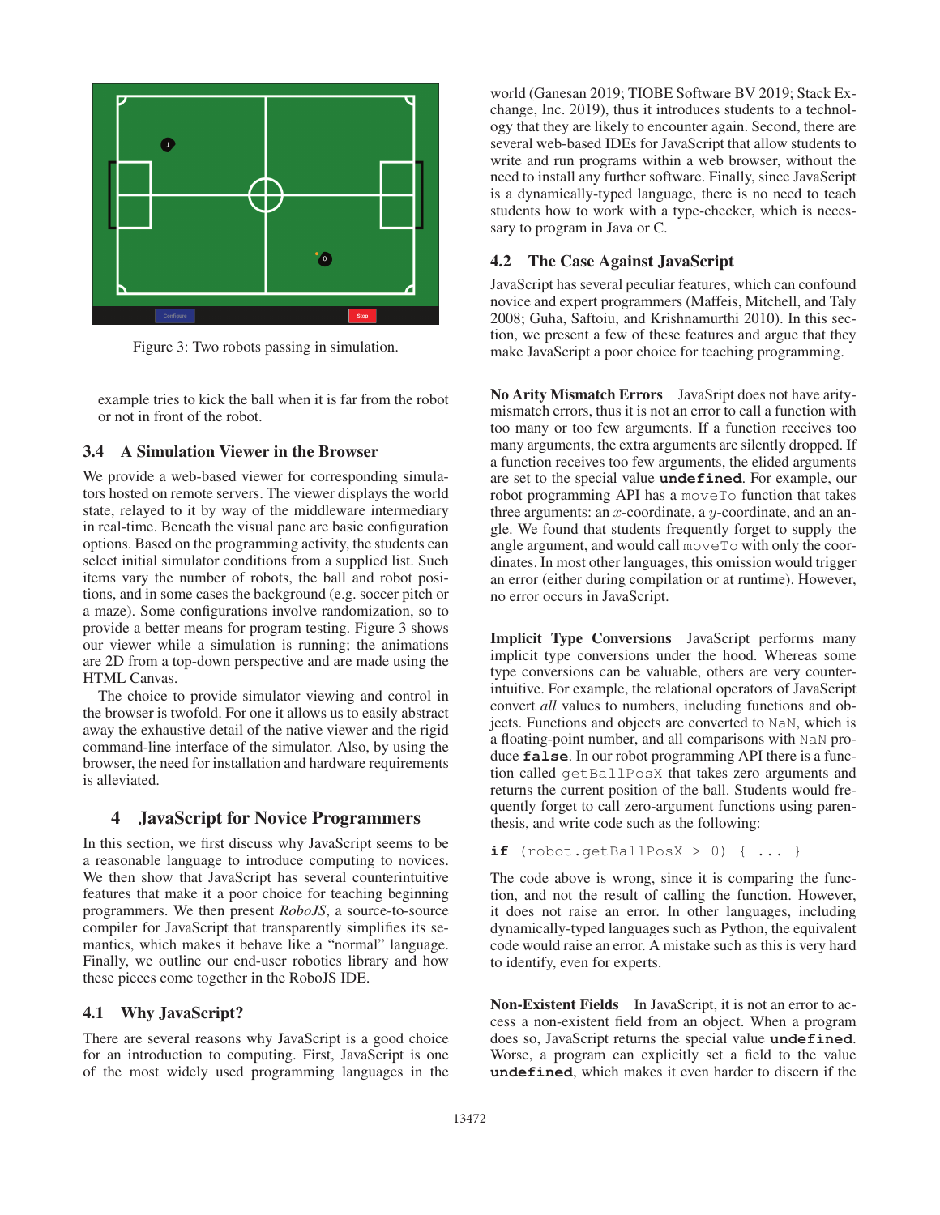Figure 3: Two robots passing in simulation.

example tries to kick the ball when it is far from the robot or not in front of the robot.

### 3.4 A Simulation Viewer in the Browser

We provide a web-based viewer for corresponding simulators hosted on remote servers. The viewer displays the world state, relayed to it by way of the middleware intermediary in real-time. Beneath the visual pane are basic configuration options. Based on the programming activity, the students can select initial simulator conditions from a supplied list. Such items vary the number of robots, the ball and robot positions, and in some cases the background (e.g. soccer pitch or a maze). Some configurations involve randomization, so to provide a better means for program testing. Figure 3 shows our viewer while a simulation is running; the animations are 2D from a top-down perspective and are made using the HTML Canvas.

The choice to provide simulator viewing and control in the browser is twofold. For one it allows us to easily abstract away the exhaustive detail of the native viewer and the rigid command-line interface of the simulator. Also, by using the browser, the need for installation and hardware requirements is alleviated.

## 4 JavaScript for Novice Programmers

In this section, we first discuss why JavaScript seems to be a reasonable language to introduce computing to novices. We then show that JavaScript has several counterintuitive features that make it a poor choice for teaching beginning programmers. We then present *RoboJS*, a source-to-source compiler for JavaScript that transparently simplifies its semantics, which makes it behave like a "normal" language. Finally, we outline our end-user robotics library and how these pieces come together in the RoboJS IDE.

### 4.1 Why JavaScript?

There are several reasons why JavaScript is a good choice for an introduction to computing. First, JavaScript is one of the most widely used programming languages in the world (Ganesan 2019; TIOBE Software BV 2019; Stack Exchange, Inc. 2019), thus it introduces students to a technology that they are likely to encounter again. Second, there are several web-based IDEs for JavaScript that allow students to write and run programs within a web browser, without the need to install any further software. Finally, since JavaScript is a dynamically-typed language, there is no need to teach students how to work with a type-checker, which is necessary to program in Java or C.

### 4.2 The Case Against JavaScript

JavaScript has several peculiar features, which can confound novice and expert programmers (Maffeis, Mitchell, and Taly 2008; Guha, Saftoiu, and Krishnamurthi 2010). In this section, we present a few of these features and argue that they make JavaScript a poor choice for teaching programming.

**No Arity Mismatch Errors** JavaSript does not have arity-mismatch errors, thus it is not an error to call a function with too many or too few arguments. If a function receives too many arguments, the extra arguments are silently dropped. If a function receives too few arguments, the elided arguments are set to the special value **`undefined`**. For example, our robot programming API has a `moveTo` function that takes three arguments: an $x$-coordinate, a $y$-coordinate, and an angle. We found that students frequently forget to supply the angle argument, and would call `moveTo` with only the coordinates. In most other languages, this omission would trigger an error (either during compilation or at runtime). However, no error occurs in JavaScript.

**Implicit Type Conversions** JavaScript performs many implicit type conversions under the hood. Whereas some type conversions can be valuable, others are very counterintuitive. For example, the relational operators of JavaScript convert *all* values to numbers, including functions and objects. Functions and objects are converted to `NaN`, which is a floating-point number, and all comparisons with `NaN` produce **`false`**. In our robot programming API there is a function called `getBallPosX` that takes zero arguments and returns the current position of the ball. Students would frequently forget to call zero-argument functions using parenthesis, and write code such as the following:

```
if (robot.getBallPosX > 0) { ... }
```

The code above is wrong, since it is comparing the function, and not the result of calling the function. However, it does not raise an error. In other languages, including dynamically-typed languages such as Python, the equivalent code would raise an error. A mistake such as this is very hard to identify, even for experts.

**Non-Existent Fields** In JavaScript, it is not an error to access a non-existent field from an object. When a program does so, JavaScript returns the special value **`undefined`**. Worse, a program can explicitly set a field to the value **`undefined`**, which makes it even harder to discern if the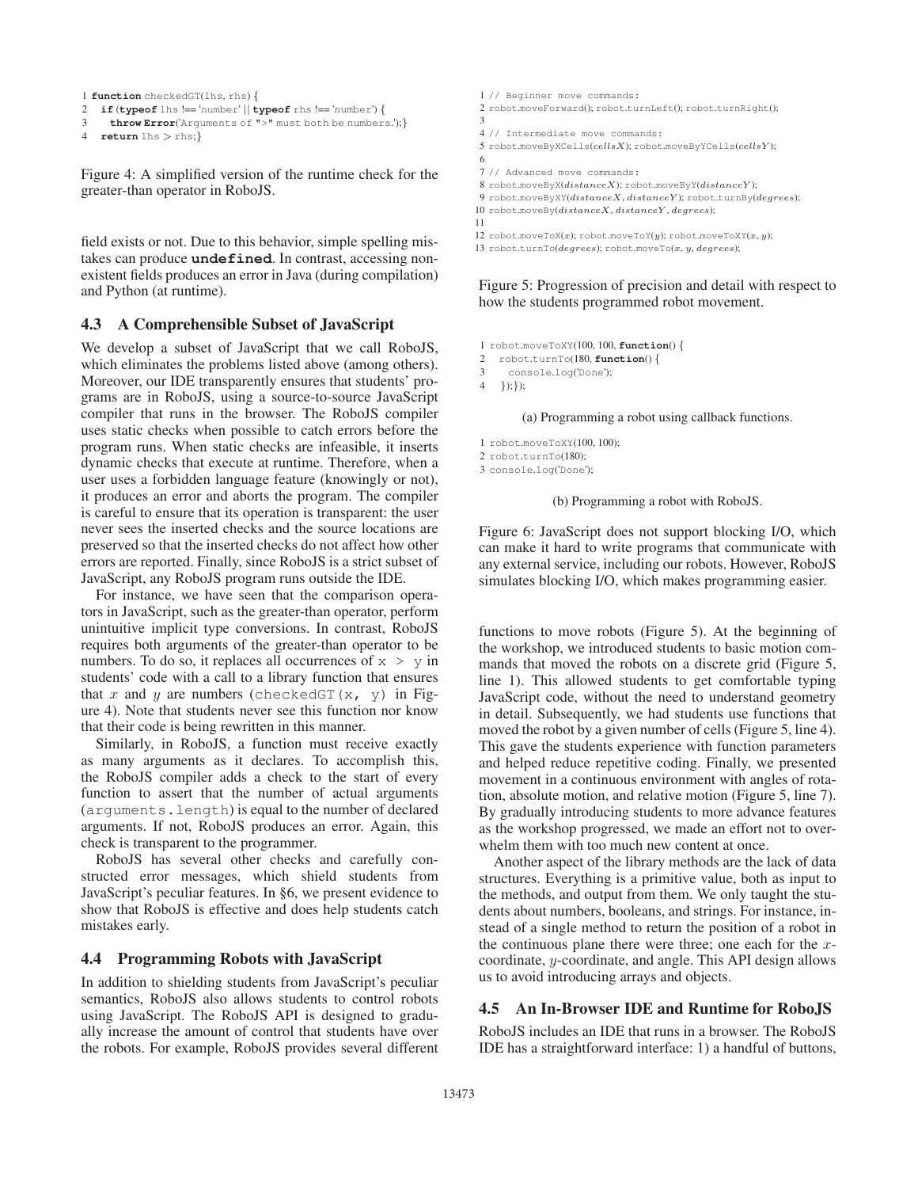```
1 function checkedGT(lhs, rhs) {
2   if (typeof lhs !== 'number' || typeof rhs !== 'number') {
3     throw Error('Arguments of ">" must both be numbers.');}
4   return lhs > rhs;}
```

Figure 4: A simplified version of the runtime check for the greater-than operator in RoboJS.

field exists or not. Due to this behavior, simple spelling mistakes can produce **undefined**. In contrast, accessing nonexistent fields produces an error in Java (during compilation) and Python (at runtime).

### 4.3 A Comprehensible Subset of JavaScript

We develop a subset of JavaScript that we call RoboJS, which eliminates the problems listed above (among others). Moreover, our IDE transparently ensures that students' programs are in RoboJS, using a source-to-source JavaScript compiler that runs in the browser. The RoboJS compiler uses static checks when possible to catch errors before the program runs. When static checks are infeasible, it inserts dynamic checks that execute at runtime. Therefore, when a user uses a forbidden language feature (knowingly or not), it produces an error and aborts the program. The compiler is careful to ensure that its operation is transparent: the user never sees the inserted checks and the source locations are preserved so that the inserted checks do not affect how other errors are reported. Finally, since RoboJS is a strict subset of JavaScript, any RoboJS program runs outside the IDE.

For instance, we have seen that the comparison operators in JavaScript, such as the greater-than operator, perform unintuitive implicit type conversions. In contrast, RoboJS requires both arguments of the greater-than operator to be numbers. To do so, it replaces all occurrences of `x > y` in students' code with a call to a library function that ensures that $x$ and $y$ are numbers (`checkedGT(x, y)` in Figure 4). Note that students never see this function nor know that their code is being rewritten in this manner.

Similarly, in RoboJS, a function must receive exactly as many arguments as it declares. To accomplish this, the RoboJS compiler adds a check to the start of every function to assert that the number of actual arguments (`arguments.length`) is equal to the number of declared arguments. If not, RoboJS produces an error. Again, this check is transparent to the programmer.

RoboJS has several other checks and carefully constructed error messages, which shield students from JavaScript's peculiar features. In §6, we present evidence to show that RoboJS is effective and does help students catch mistakes early.

### 4.4 Programming Robots with JavaScript

In addition to shielding students from JavaScript's peculiar semantics, RoboJS also allows students to control robots using JavaScript. The RoboJS API is designed to gradually increase the amount of control that students have over the robots. For example, RoboJS provides several different functions to move robots (Figure 5). At the beginning of the workshop, we introduced students to basic motion commands that moved the robots on a discrete grid (Figure 5, line 1). This allowed students to get comfortable typing JavaScript code, without the need to understand geometry in detail. Subsequently, we had students use functions that moved the robot by a given number of cells (Figure 5, line 4). This gave the students experience with function parameters and helped reduce repetitive coding. Finally, we presented movement in a continuous environment with angles of rotation, absolute motion, and relative motion (Figure 5, line 7). By gradually introducing students to more advance features as the workshop progressed, we made an effort not to overwhelm them with too much new content at once.

```
1 // Beginner move commands:
2 robot.moveForward(); robot.turnLeft(); robot.turnRight();
3
4 // Intermediate move commands:
5 robot.moveByXCells(cellsX); robot.moveByYCells(cellsY);
6
7 // Advanced move commands:
8 robot.moveByX(distanceX); robot.moveByY(distanceY);
9 robot.moveByXY(distanceX, distanceY); robot.turnBy(degrees);
10 robot.moveBy(distanceX, distanceY, degrees);
11
12 robot.moveToX(x); robot.moveToY(y); robot.moveToXY(x, y);
13 robot.turnTo(degrees); robot.moveTo(x, y, degrees);
```

Figure 5: Progression of precision and detail with respect to how the students programmed robot movement.

```
1 robot.moveToXY(100, 100, function() {
2   robot.turnTo(180, function() {
3     console.log('Done');
4   });});
```

(a) Programming a robot using callback functions.

```
1 robot.moveToXY(100, 100);
2 robot.turnTo(180);
3 console.log('Done');
```

(b) Programming a robot with RoboJS.

Figure 6: JavaScript does not support blocking I/O, which can make it hard to write programs that communicate with any external service, including our robots. However, RoboJS simulates blocking I/O, which makes programming easier.

Another aspect of the library methods are the lack of data structures. Everything is a primitive value, both as input to the methods, and output from them. We only taught the students about numbers, booleans, and strings. For instance, instead of a single method to return the position of a robot in the continuous plane there were three; one each for the $x$-coordinate, $y$-coordinate, and angle. This API design allows us to avoid introducing arrays and objects.

### 4.5 An In-Browser IDE and Runtime for RoboJS

RoboJS includes an IDE that runs in a browser. The RoboJS IDE has a straightforward interface: 1) a handful of buttons,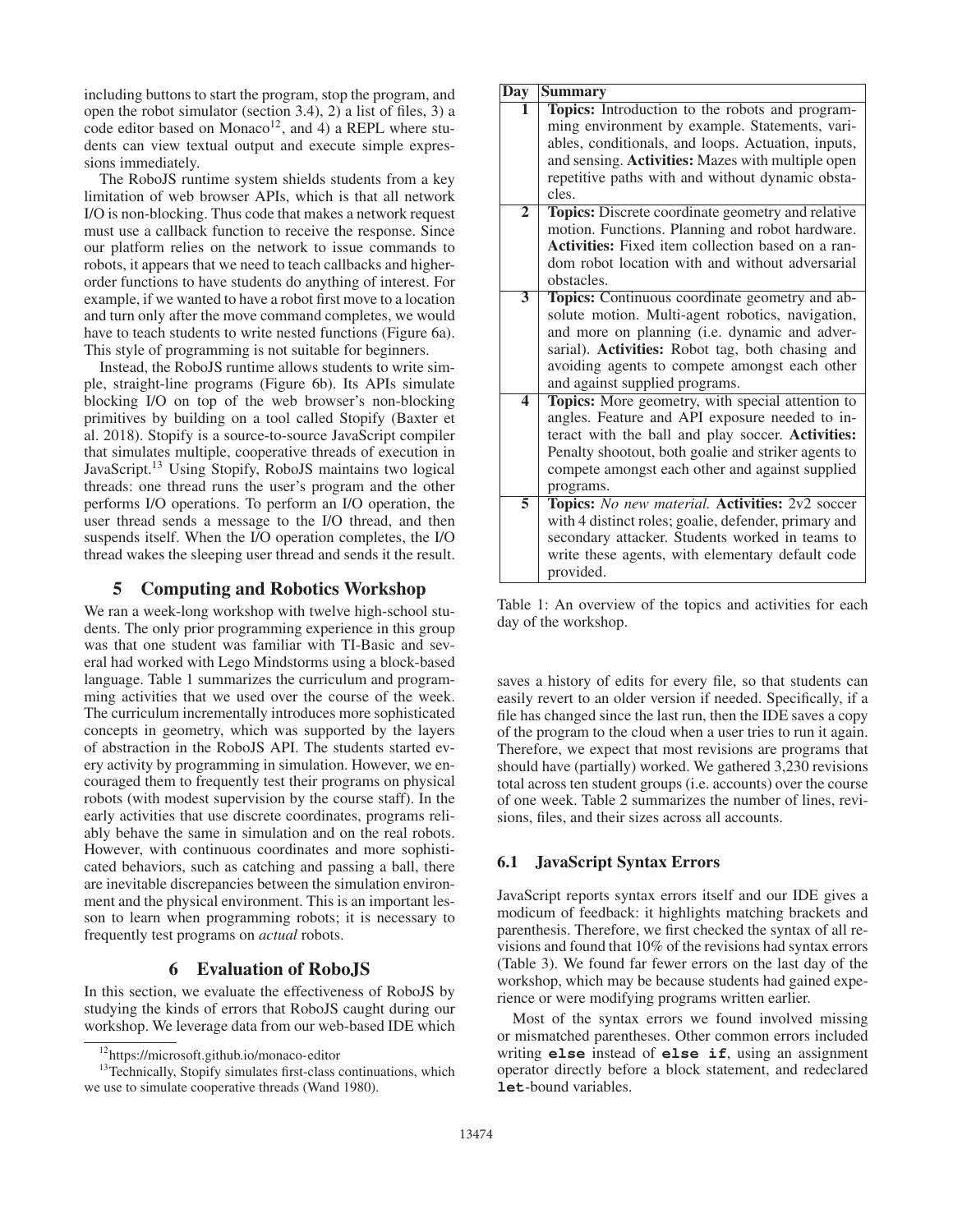including buttons to start the program, stop the program, and open the robot simulator (section 3.4), 2) a list of files, 3) a code editor based on Monaco[12], and 4) a REPL where students can view textual output and execute simple expressions immediately.

The RoboJS runtime system shields students from a key limitation of web browser APIs, which is that all network I/O is non-blocking. Thus code that makes a network request must use a callback function to receive the response. Since our platform relies on the network to issue commands to robots, it appears that we need to teach callbacks and higher-order functions to have students do anything of interest. For example, if we wanted to have a robot first move to a location and turn only after the move command completes, we would have to teach students to write nested functions (Figure 6a). This style of programming is not suitable for beginners.

Instead, the RoboJS runtime allows students to write simple, straight-line programs (Figure 6b). Its APIs simulate blocking I/O on top of the web browser's non-blocking primitives by building on a tool called Stopify (Baxter et al. 2018). Stopify is a source-to-source JavaScript compiler that simulates multiple, cooperative threads of execution in JavaScript.[13] Using Stopify, RoboJS maintains two logical threads: one thread runs the user's program and the other performs I/O operations. To perform an I/O operation, the user thread sends a message to the I/O thread, and then suspends itself. When the I/O operation completes, the I/O thread wakes the sleeping user thread and sends it the result.

## 5 Computing and Robotics Workshop

We ran a week-long workshop with twelve high-school students. The only prior programming experience in this group was that one student was familiar with TI-Basic and several had worked with Lego Mindstorms using a block-based language. Table 1 summarizes the curriculum and programming activities that we used over the course of the week. The curriculum incrementally introduces more sophisticated concepts in geometry, which was supported by the layers of abstraction in the RoboJS API. The students started every activity by programming in simulation. However, we encouraged them to frequently test their programs on physical robots (with modest supervision by the course staff). In the early activities that use discrete coordinates, programs reliably behave the same in simulation and on the real robots. However, with continuous coordinates and more sophisticated behaviors, such as catching and passing a ball, there are inevitable discrepancies between the simulation environment and the physical environment. This is an important lesson to learn when programming robots; it is necessary to frequently test programs on *actual* robots.

| Day | Summary |
|---|---|
| 1 | **Topics:** Introduction to the robots and programming environment by example. Statements, variables, conditionals, and loops. Actuation, inputs, and sensing. **Activities:** Mazes with multiple open repetitive paths with and without dynamic obstacles. |
| 2 | **Topics:** Discrete coordinate geometry and relative motion. Functions. Planning and robot hardware. **Activities:** Fixed item collection based on a random robot location with and without adversarial obstacles. |
| 3 | **Topics:** Continuous coordinate geometry and absolute motion. Multi-agent robotics, navigation, and more on planning (i.e. dynamic and adversarial). **Activities:** Robot tag, both chasing and avoiding agents to compete amongst each other and against supplied programs. |
| 4 | **Topics:** More geometry, with special attention to angles. Feature and API exposure needed to interact with the ball and play soccer. **Activities:** Penalty shootout, both goalie and striker agents to compete amongst each other and against supplied programs. |
| 5 | **Topics:** *No new material.* **Activities:** 2v2 soccer with 4 distinct roles; goalie, defender, primary and secondary attacker. Students worked in teams to write these agents, with elementary default code provided. |

Table 1: An overview of the topics and activities for each day of the workshop.

## 6 Evaluation of RoboJS

In this section, we evaluate the effectiveness of RoboJS by studying the kinds of errors that RoboJS caught during our workshop. We leverage data from our web-based IDE which saves a history of edits for every file, so that students can easily revert to an older version if needed. Specifically, if a file has changed since the last run, then the IDE saves a copy of the program to the cloud when a user tries to run it again. Therefore, we expect that most revisions are programs that should have (partially) worked. We gathered 3,230 revisions total across ten student groups (i.e. accounts) over the course of one week. Table 2 summarizes the number of lines, revisions, files, and their sizes across all accounts.

### 6.1 JavaScript Syntax Errors

JavaScript reports syntax errors itself and our IDE gives a modicum of feedback: it highlights matching brackets and parenthesis. Therefore, we first checked the syntax of all revisions and found that 10% of the revisions had syntax errors (Table 3). We found far fewer errors on the last day of the workshop, which may be because students had gained experience or were modifying programs written earlier.

Most of the syntax errors we found involved missing or mismatched parentheses. Other common errors included writing **`else`** instead of **`else if`**, using an assignment operator directly before a block statement, and redeclared **`let`**-bound variables.

[12]https://microsoft.github.io/monaco-editor

[13]Technically, Stopify simulates first-class continuations, which we use to simulate cooperative threads (Wand 1980).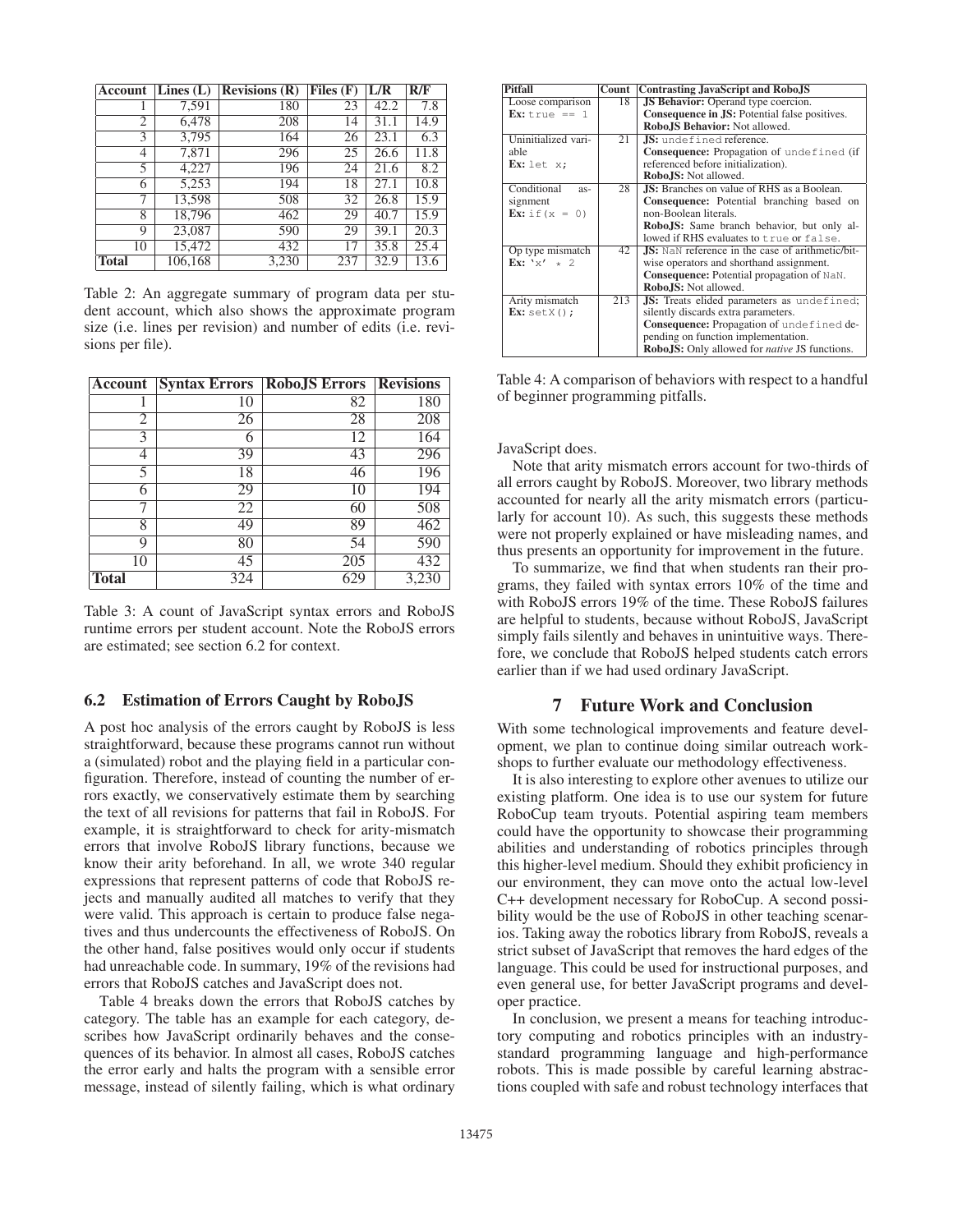| Account | Lines (L) | Revisions (R) | Files (F) | L/R | R/F |
|---|---|---|---|---|---|
| 1 | 7,591 | 180 | 23 | 42.2 | 7.8 |
| 2 | 6,478 | 208 | 14 | 31.1 | 14.9 |
| 3 | 3,795 | 164 | 26 | 23.1 | 6.3 |
| 4 | 7,871 | 296 | 25 | 26.6 | 11.8 |
| 5 | 4,227 | 196 | 24 | 21.6 | 8.2 |
| 6 | 5,253 | 194 | 18 | 27.1 | 10.8 |
| 7 | 13,598 | 508 | 32 | 26.8 | 15.9 |
| 8 | 18,796 | 462 | 29 | 40.7 | 15.9 |
| 9 | 23,087 | 590 | 29 | 39.1 | 20.3 |
| 10 | 15,472 | 432 | 17 | 35.8 | 25.4 |
| **Total** | 106,168 | 3,230 | 237 | 32.9 | 13.6 |

Table 2: An aggregate summary of program data per student account, which also shows the approximate program size (i.e. lines per revision) and number of edits (i.e. revisions per file).

| Account | Syntax Errors | RoboJS Errors | Revisions |
|---|---|---|---|
| 1 | 10 | 82 | 180 |
| 2 | 26 | 28 | 208 |
| 3 | 6 | 12 | 164 |
| 4 | 39 | 43 | 296 |
| 5 | 18 | 46 | 196 |
| 6 | 29 | 10 | 194 |
| 7 | 22 | 60 | 508 |
| 8 | 49 | 89 | 462 |
| 9 | 80 | 54 | 590 |
| 10 | 45 | 205 | 432 |
| **Total** | 324 | 629 | 3,230 |

Table 3: A count of JavaScript syntax errors and RoboJS runtime errors per student account. Note the RoboJS errors are estimated; see section 6.2 for context.

### 6.2 Estimation of Errors Caught by RoboJS

A post hoc analysis of the errors caught by RoboJS is less straightforward, because these programs cannot run without a (simulated) robot and the playing field in a particular configuration. Therefore, instead of counting the number of errors exactly, we conservatively estimate them by searching the text of all revisions for patterns that fail in RoboJS. For example, it is straightforward to check for arity-mismatch errors that involve RoboJS library functions, because we know their arity beforehand. In all, we wrote 340 regular expressions that represent patterns of code that RoboJS rejects and manually audited all matches to verify that they were valid. This approach is certain to produce false negatives and thus undercounts the effectiveness of RoboJS. On the other hand, false positives would only occur if students had unreachable code. In summary, 19% of the revisions had errors that RoboJS catches and JavaScript does not.

Table 4 breaks down the errors that RoboJS catches by category. The table has an example for each category, describes how JavaScript ordinarily behaves and the consequences of its behavior. In almost all cases, RoboJS catches the error early and halts the program with a sensible error message, instead of silently failing, which is what ordinary JavaScript does.

| Pitfall | Count | Contrasting JavaScript and RoboJS |
|---|---|---|
| Loose comparison<br>**Ex:** `true == 1` | 18 | **JS Behavior:** Operand type coercion.<br>**Consequence in JS:** Potential false positives.<br>**RoboJS Behavior:** Not allowed. |
| Uninitialized variable<br>**Ex:** `let x;` | 21 | **JS:** `undefined` reference.<br>**Consequence:** Propagation of `undefined` (if referenced before initialization).<br>**RoboJS:** Not allowed. |
| Conditional assignment<br>**Ex:** `if(x = 0)` | 28 | **JS:** Branches on value of RHS as a Boolean.<br>**Consequence:** Potential branching based on non-Boolean literals.<br>**RoboJS:** Same branch behavior, but only allowed if RHS evaluates to `true` or `false`. |
| Op type mismatch<br>**Ex:** `'x' * 2` | 42 | **JS:** `NaN` reference in the case of arithmetic/bitwise operators and shorthand assignment.<br>**Consequence:** Potential propagation of `NaN`.<br>**RoboJS:** Not allowed. |
| Arity mismatch<br>**Ex:** `setX();` | 213 | **JS:** Treats elided parameters as `undefined`; silently discards extra parameters.<br>**Consequence:** Propagation of `undefined` depending on function implementation.<br>**RoboJS:** Only allowed for *native* JS functions. |

Table 4: A comparison of behaviors with respect to a handful of beginner programming pitfalls.

Note that arity mismatch errors account for two-thirds of all errors caught by RoboJS. Moreover, two library methods accounted for nearly all the arity mismatch errors (particularly for account 10). As such, this suggests these methods were not properly explained or have misleading names, and thus presents an opportunity for improvement in the future.

To summarize, we find that when students ran their programs, they failed with syntax errors 10% of the time and with RoboJS errors 19% of the time. These RoboJS failures are helpful to students, because without RoboJS, JavaScript simply fails silently and behaves in unintuitive ways. Therefore, we conclude that RoboJS helped students catch errors earlier than if we had used ordinary JavaScript.

## 7 Future Work and Conclusion

With some technological improvements and feature development, we plan to continue doing similar outreach workshops to further evaluate our methodology effectiveness.

It is also interesting to explore other avenues to utilize our existing platform. One idea is to use our system for future RoboCup team tryouts. Potential aspiring team members could have the opportunity to showcase their programming abilities and understanding of robotics principles through this higher-level medium. Should they exhibit proficiency in our environment, they can move onto the actual low-level C++ development necessary for RoboCup. A second possibility would be the use of RoboJS in other teaching scenarios. Taking away the robotics library from RoboJS, reveals a strict subset of JavaScript that removes the hard edges of the language. This could be used for instructional purposes, and even general use, for better JavaScript programs and developer practice.

In conclusion, we present a means for teaching introductory computing and robotics principles with an industry-standard programming language and high-performance robots. This is made possible by careful learning abstractions coupled with safe and robust technology interfaces that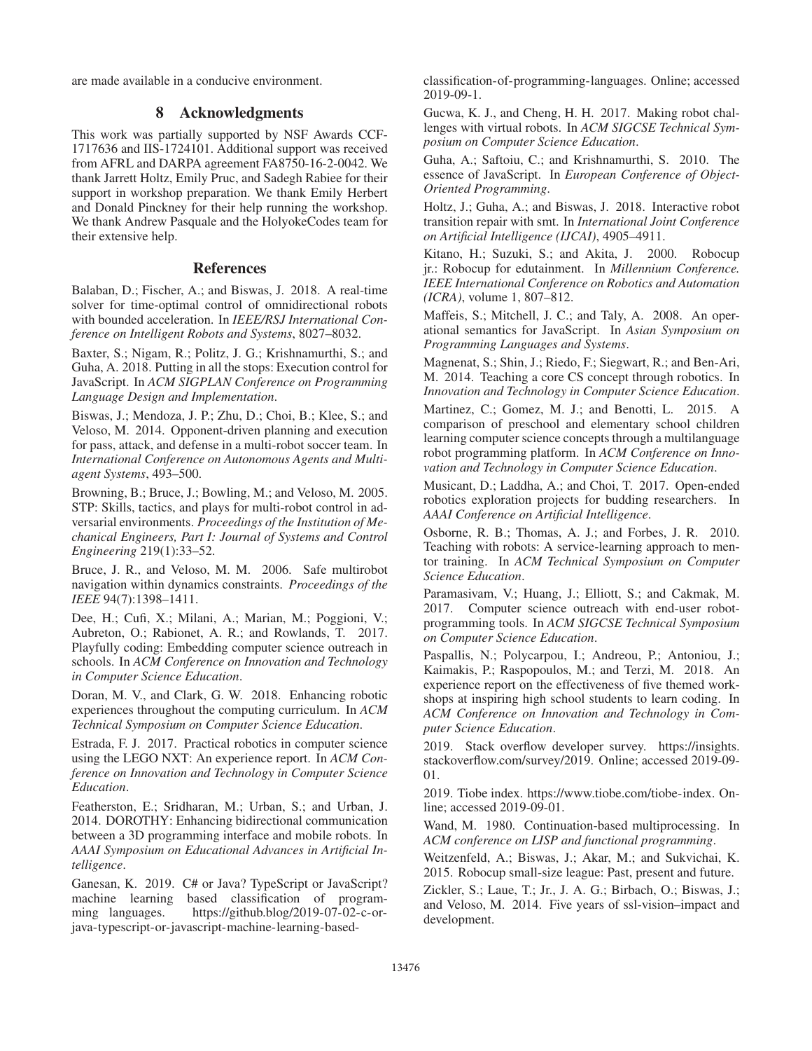are made available in a conducive environment.

## 8 Acknowledgments

This work was partially supported by NSF Awards CCF-1717636 and IIS-1724101. Additional support was received from AFRL and DARPA agreement FA8750-16-2-0042. We thank Jarrett Holtz, Emily Pruc, and Sadegh Rabiee for their support in workshop preparation. We thank Emily Herbert and Donald Pinckney for their help running the workshop. We thank Andrew Pasquale and the HolyokeCodes team for their extensive help.

## References

Balaban, D.; Fischer, A.; and Biswas, J. 2018. A real-time solver for time-optimal control of omnidirectional robots with bounded acceleration. In *IEEE/RSJ International Conference on Intelligent Robots and Systems*, 8027–8032.

Baxter, S.; Nigam, R.; Politz, J. G.; Krishnamurthi, S.; and Guha, A. 2018. Putting in all the stops: Execution control for JavaScript. In *ACM SIGPLAN Conference on Programming Language Design and Implementation*.

Biswas, J.; Mendoza, J. P.; Zhu, D.; Choi, B.; Klee, S.; and Veloso, M. 2014. Opponent-driven planning and execution for pass, attack, and defense in a multi-robot soccer team. In *International Conference on Autonomous Agents and Multi-agent Systems*, 493–500.

Browning, B.; Bruce, J.; Bowling, M.; and Veloso, M. 2005. STP: Skills, tactics, and plays for multi-robot control in adversarial environments. *Proceedings of the Institution of Mechanical Engineers, Part I: Journal of Systems and Control Engineering* 219(1):33–52.

Bruce, J. R., and Veloso, M. M. 2006. Safe multirobot navigation within dynamics constraints. *Proceedings of the IEEE* 94(7):1398–1411.

Dee, H.; Cufi, X.; Milani, A.; Marian, M.; Poggioni, V.; Aubreton, O.; Rabionet, A. R.; and Rowlands, T. 2017. Playfully coding: Embedding computer science outreach in schools. In *ACM Conference on Innovation and Technology in Computer Science Education*.

Doran, M. V., and Clark, G. W. 2018. Enhancing robotic experiences throughout the computing curriculum. In *ACM Technical Symposium on Computer Science Education*.

Estrada, F. J. 2017. Practical robotics in computer science using the LEGO NXT: An experience report. In *ACM Conference on Innovation and Technology in Computer Science Education*.

Featherston, E.; Sridharan, M.; Urban, S.; and Urban, J. 2014. DOROTHY: Enhancing bidirectional communication between a 3D programming interface and mobile robots. In *AAAI Symposium on Educational Advances in Artificial Intelligence*.

Ganesan, K. 2019. C# or Java? TypeScript or JavaScript? machine learning based classification of programming languages. https://github.blog/2019-07-02-c-or-java-typescript-or-javascript-machine-learning-based-classification-of-programming-languages. Online; accessed 2019-09-1.

Gucwa, K. J., and Cheng, H. H. 2017. Making robot challenges with virtual robots. In *ACM SIGCSE Technical Symposium on Computer Science Education*.

Guha, A.; Saftoiu, C.; and Krishnamurthi, S. 2010. The essence of JavaScript. In *European Conference of Object-Oriented Programming*.

Holtz, J.; Guha, A.; and Biswas, J. 2018. Interactive robot transition repair with smt. In *International Joint Conference on Artificial Intelligence (IJCAI)*, 4905–4911.

Kitano, H.; Suzuki, S.; and Akita, J. 2000. Robocup jr.: Robocup for edutainment. In *Millennium Conference. IEEE International Conference on Robotics and Automation (ICRA)*, volume 1, 807–812.

Maffeis, S.; Mitchell, J. C.; and Taly, A. 2008. An operational semantics for JavaScript. In *Asian Symposium on Programming Languages and Systems*.

Magnenat, S.; Shin, J.; Riedo, F.; Siegwart, R.; and Ben-Ari, M. 2014. Teaching a core CS concept through robotics. In *Innovation and Technology in Computer Science Education*.

Martinez, C.; Gomez, M. J.; and Benotti, L. 2015. A comparison of preschool and elementary school children learning computer science concepts through a multilanguage robot programming platform. In *ACM Conference on Innovation and Technology in Computer Science Education*.

Musicant, D.; Laddha, A.; and Choi, T. 2017. Open-ended robotics exploration projects for budding researchers. In *AAAI Conference on Artificial Intelligence*.

Osborne, R. B.; Thomas, A. J.; and Forbes, J. R. 2010. Teaching with robots: A service-learning approach to mentor training. In *ACM Technical Symposium on Computer Science Education*.

Paramasivam, V.; Huang, J.; Elliott, S.; and Cakmak, M. 2017. Computer science outreach with end-user robot-programming tools. In *ACM SIGCSE Technical Symposium on Computer Science Education*.

Paspallis, N.; Polycarpou, I.; Andreou, P.; Antoniou, J.; Kaimakis, P.; Raspopoulos, M.; and Terzi, M. 2018. An experience report on the effectiveness of five themed workshops at inspiring high school students to learn coding. In *ACM Conference on Innovation and Technology in Computer Science Education*.

2019. Stack overflow developer survey. https://insights.stackoverflow.com/survey/2019. Online; accessed 2019-09-01.

2019. Tiobe index. https://www.tiobe.com/tiobe-index. Online; accessed 2019-09-01.

Wand, M. 1980. Continuation-based multiprocessing. In *ACM conference on LISP and functional programming*.

Weitzenfeld, A.; Biswas, J.; Akar, M.; and Sukvichai, K. 2015. Robocup small-size league: Past, present and future.

Zickler, S.; Laue, T.; Jr., J. A. G.; Birbach, O.; Biswas, J.; and Veloso, M. 2014. Five years of ssl-vision–impact and development.